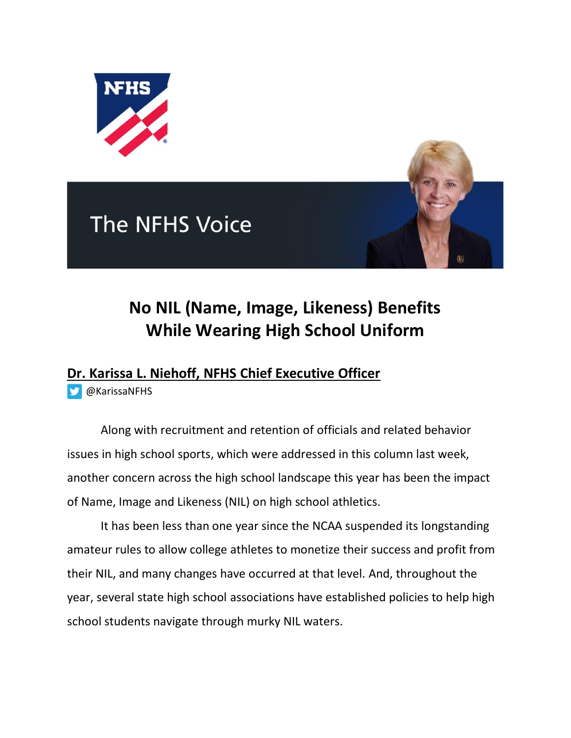The NFHS Voice

# No NIL (Name, Image, Likeness) Benefits While Wearing High School Uniform

**Dr. Karissa L. Niehoff, NFHS Chief Executive Officer**

@KarissaNFHS

Along with recruitment and retention of officials and related behavior issues in high school sports, which were addressed in this column last week, another concern across the high school landscape this year has been the impact of Name, Image and Likeness (NIL) on high school athletics.

It has been less than one year since the NCAA suspended its longstanding amateur rules to allow college athletes to monetize their success and profit from their NIL, and many changes have occurred at that level. And, throughout the year, several state high school associations have established policies to help high school students navigate through murky NIL waters.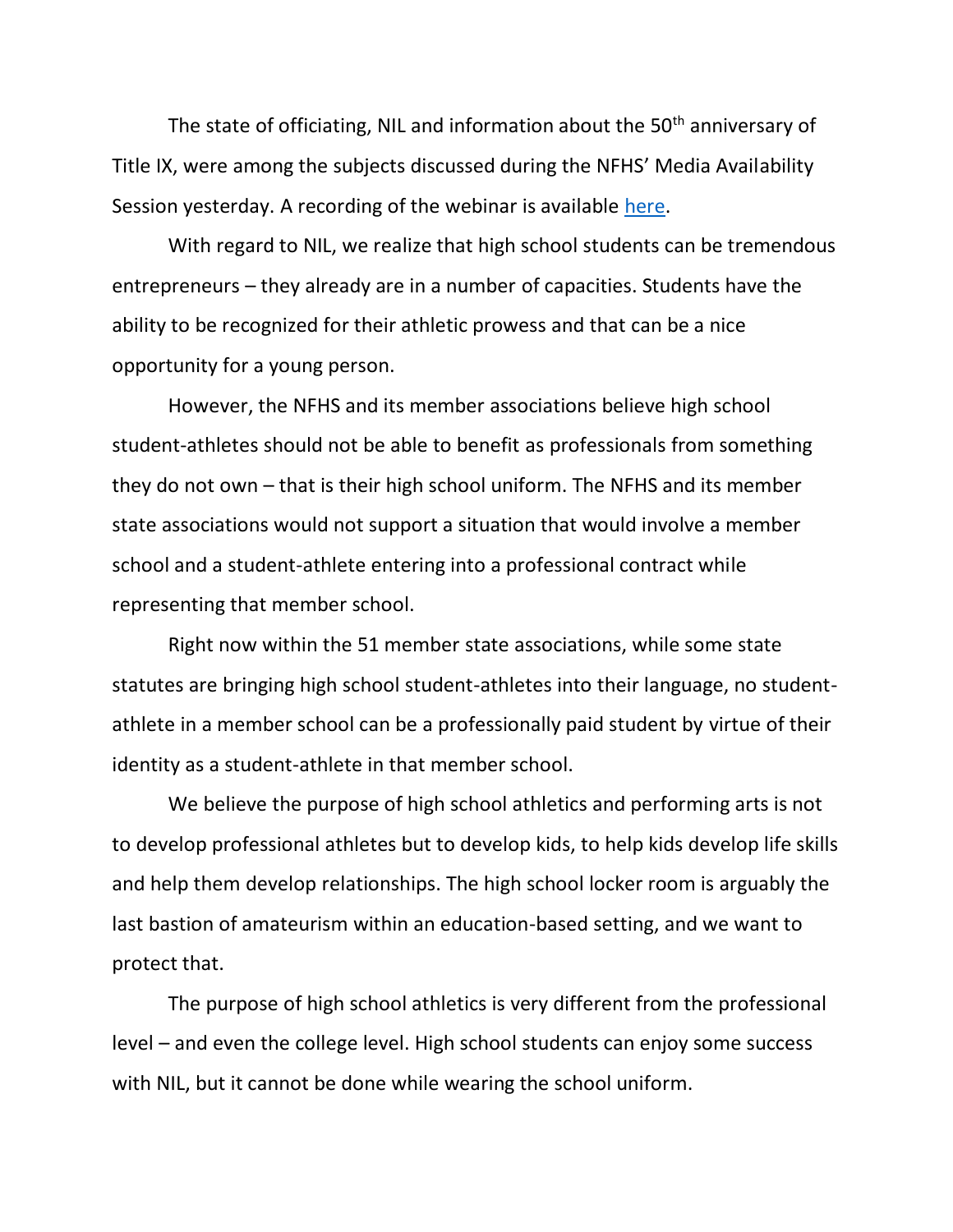The state of officiating, NIL and information about the 50th anniversary of Title IX, were among the subjects discussed during the NFHS' Media Availability Session yesterday. A recording of the webinar is available [here]().

With regard to NIL, we realize that high school students can be tremendous entrepreneurs – they already are in a number of capacities. Students have the ability to be recognized for their athletic prowess and that can be a nice opportunity for a young person.

However, the NFHS and its member associations believe high school student-athletes should not be able to benefit as professionals from something they do not own – that is their high school uniform. The NFHS and its member state associations would not support a situation that would involve a member school and a student-athlete entering into a professional contract while representing that member school.

Right now within the 51 member state associations, while some state statutes are bringing high school student-athletes into their language, no student-athlete in a member school can be a professionally paid student by virtue of their identity as a student-athlete in that member school.

We believe the purpose of high school athletics and performing arts is not to develop professional athletes but to develop kids, to help kids develop life skills and help them develop relationships. The high school locker room is arguably the last bastion of amateurism within an education-based setting, and we want to protect that.

The purpose of high school athletics is very different from the professional level – and even the college level. High school students can enjoy some success with NIL, but it cannot be done while wearing the school uniform.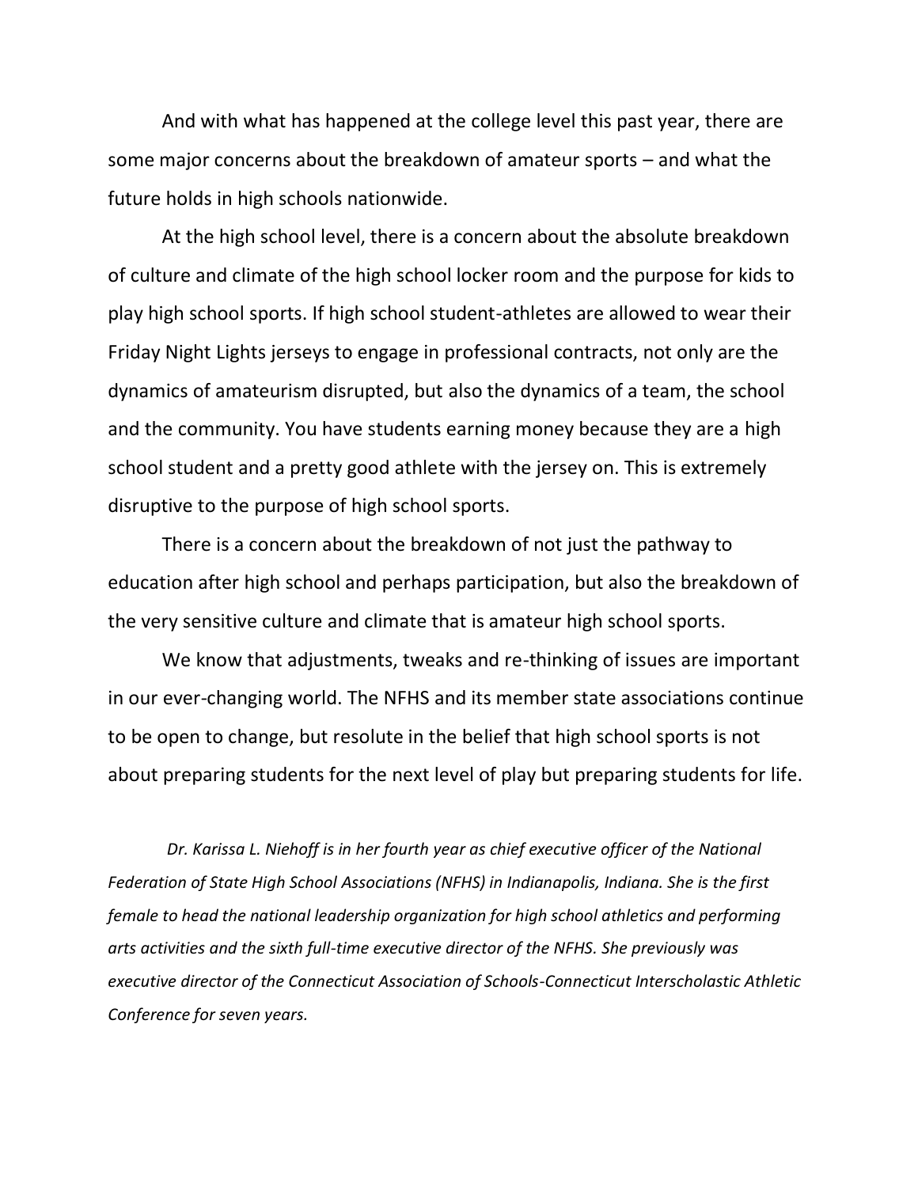And with what has happened at the college level this past year, there are some major concerns about the breakdown of amateur sports – and what the future holds in high schools nationwide.

At the high school level, there is a concern about the absolute breakdown of culture and climate of the high school locker room and the purpose for kids to play high school sports. If high school student-athletes are allowed to wear their Friday Night Lights jerseys to engage in professional contracts, not only are the dynamics of amateurism disrupted, but also the dynamics of a team, the school and the community. You have students earning money because they are a high school student and a pretty good athlete with the jersey on. This is extremely disruptive to the purpose of high school sports.

There is a concern about the breakdown of not just the pathway to education after high school and perhaps participation, but also the breakdown of the very sensitive culture and climate that is amateur high school sports.

We know that adjustments, tweaks and re-thinking of issues are important in our ever-changing world. The NFHS and its member state associations continue to be open to change, but resolute in the belief that high school sports is not about preparing students for the next level of play but preparing students for life.

*Dr. Karissa L. Niehoff is in her fourth year as chief executive officer of the National Federation of State High School Associations (NFHS) in Indianapolis, Indiana. She is the first female to head the national leadership organization for high school athletics and performing arts activities and the sixth full-time executive director of the NFHS. She previously was executive director of the Connecticut Association of Schools-Connecticut Interscholastic Athletic Conference for seven years.*